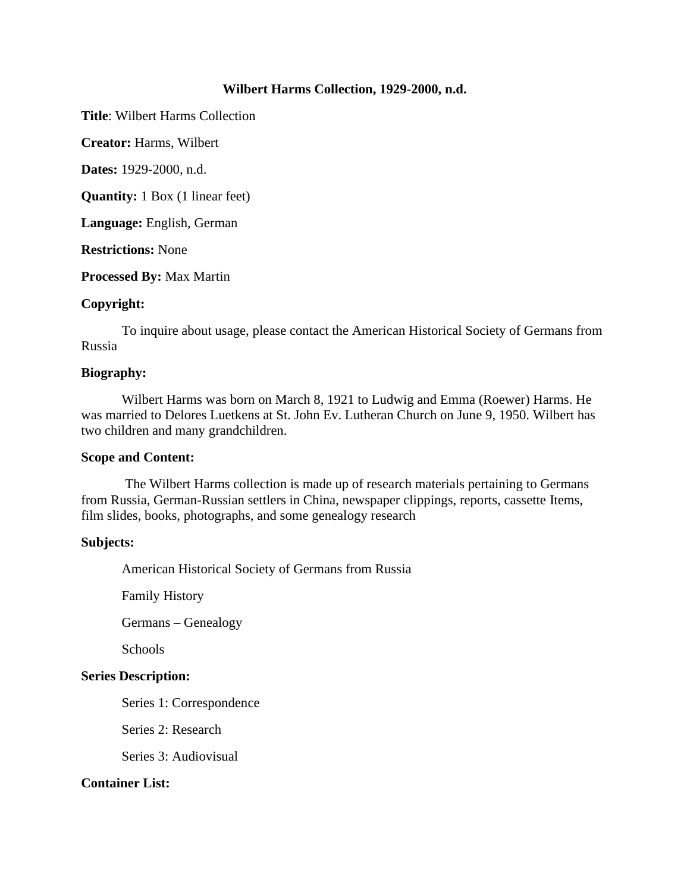# Wilbert Harms Collection, 1929-2000, n.d.

**Title**: Wilbert Harms Collection

**Creator:** Harms, Wilbert

**Dates:** 1929-2000, n.d.

**Quantity:** 1 Box (1 linear feet)

**Language:** English, German

**Restrictions:** None

**Processed By:** Max Martin

**Copyright:**

To inquire about usage, please contact the American Historical Society of Germans from Russia

**Biography:**

Wilbert Harms was born on March 8, 1921 to Ludwig and Emma (Roewer) Harms. He was married to Delores Luetkens at St. John Ev. Lutheran Church on June 9, 1950. Wilbert has two children and many grandchildren.

**Scope and Content:**

The Wilbert Harms collection is made up of research materials pertaining to Germans from Russia, German-Russian settlers in China, newspaper clippings, reports, cassette Items, film slides, books, photographs, and some genealogy research

**Subjects:**

American Historical Society of Germans from Russia

Family History

Germans – Genealogy

Schools

**Series Description:**

Series 1: Correspondence

Series 2: Research

Series 3: Audiovisual

**Container List:**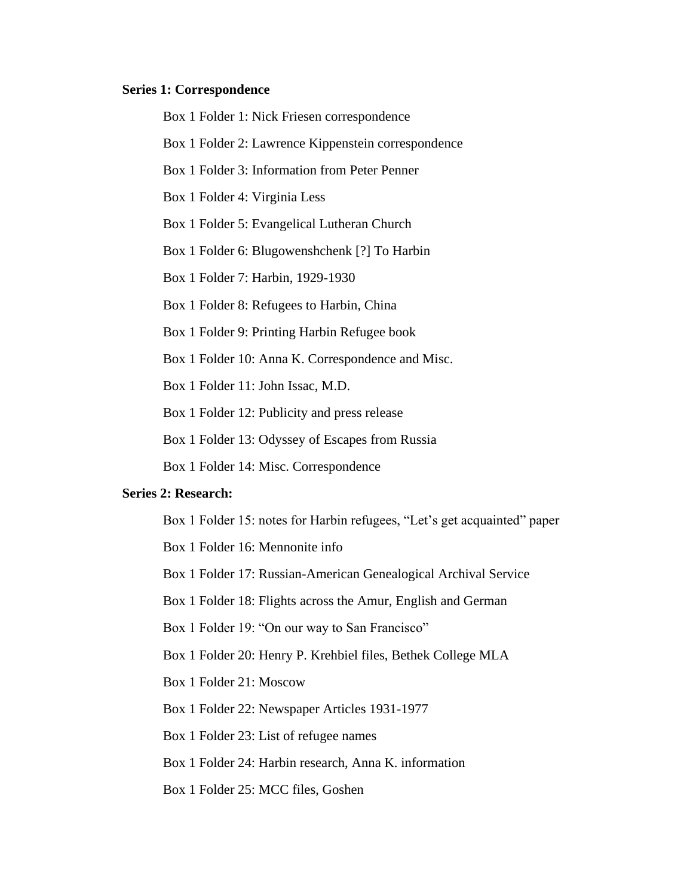**Series 1: Correspondence**

Box 1 Folder 1: Nick Friesen correspondence

Box 1 Folder 2: Lawrence Kippenstein correspondence

Box 1 Folder 3: Information from Peter Penner

Box 1 Folder 4: Virginia Less

Box 1 Folder 5: Evangelical Lutheran Church

Box 1 Folder 6: Blugowenshchenk [?] To Harbin

Box 1 Folder 7: Harbin, 1929-1930

Box 1 Folder 8: Refugees to Harbin, China

Box 1 Folder 9: Printing Harbin Refugee book

Box 1 Folder 10: Anna K. Correspondence and Misc.

Box 1 Folder 11: John Issac, M.D.

Box 1 Folder 12: Publicity and press release

Box 1 Folder 13: Odyssey of Escapes from Russia

Box 1 Folder 14: Misc. Correspondence

**Series 2: Research:**

Box 1 Folder 15: notes for Harbin refugees, "Let's get acquainted" paper

Box 1 Folder 16: Mennonite info

Box 1 Folder 17: Russian-American Genealogical Archival Service

Box 1 Folder 18: Flights across the Amur, English and German

Box 1 Folder 19: "On our way to San Francisco"

Box 1 Folder 20: Henry P. Krehbiel files, Bethek College MLA

Box 1 Folder 21: Moscow

Box 1 Folder 22: Newspaper Articles 1931-1977

Box 1 Folder 23: List of refugee names

Box 1 Folder 24: Harbin research, Anna K. information

Box 1 Folder 25: MCC files, Goshen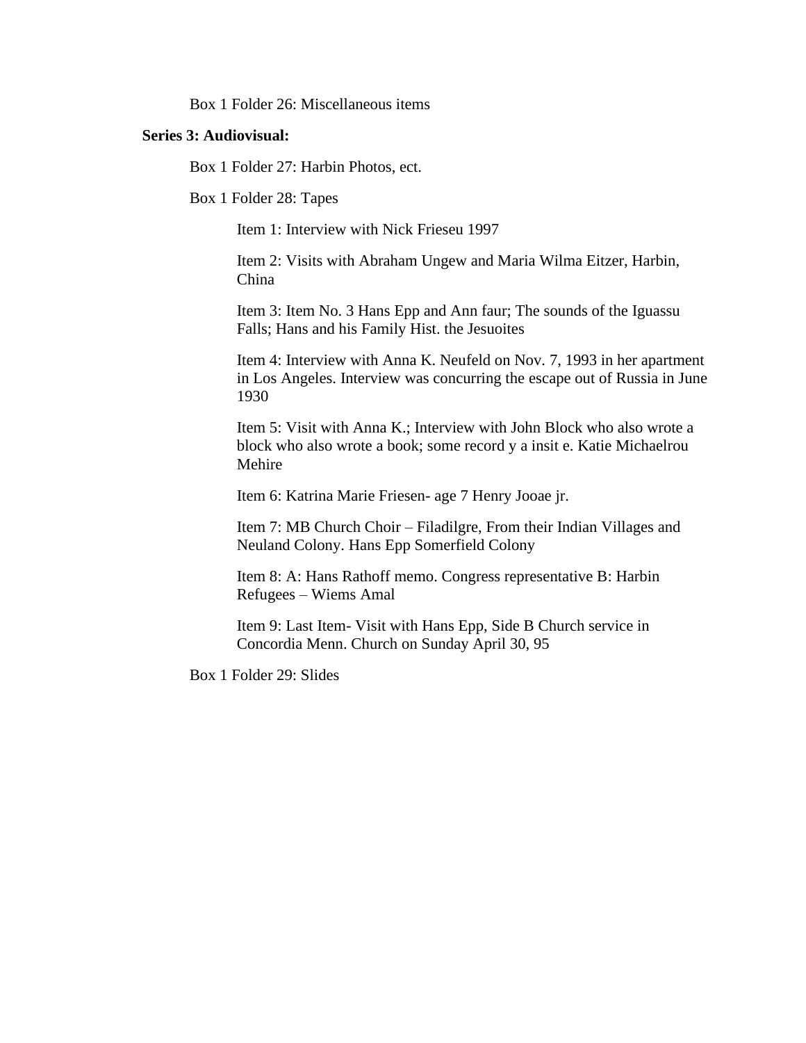Box 1 Folder 26: Miscellaneous items

**Series 3: Audiovisual:**

Box 1 Folder 27: Harbin Photos, ect.

Box 1 Folder 28: Tapes

Item 1: Interview with Nick Frieseu 1997

Item 2: Visits with Abraham Ungew and Maria Wilma Eitzer, Harbin, China

Item 3: Item No. 3 Hans Epp and Ann faur; The sounds of the Iguassu Falls; Hans and his Family Hist. the Jesuoites

Item 4: Interview with Anna K. Neufeld on Nov. 7, 1993 in her apartment in Los Angeles. Interview was concurring the escape out of Russia in June 1930

Item 5: Visit with Anna K.; Interview with John Block who also wrote a block who also wrote a book; some record y a insit e. Katie Michaelrou Mehire

Item 6: Katrina Marie Friesen- age 7 Henry Jooae jr.

Item 7: MB Church Choir – Filadilgre, From their Indian Villages and Neuland Colony. Hans Epp Somerfield Colony

Item 8: A: Hans Rathoff memo. Congress representative B: Harbin Refugees – Wiems Amal

Item 9: Last Item- Visit with Hans Epp, Side B Church service in Concordia Menn. Church on Sunday April 30, 95

Box 1 Folder 29: Slides